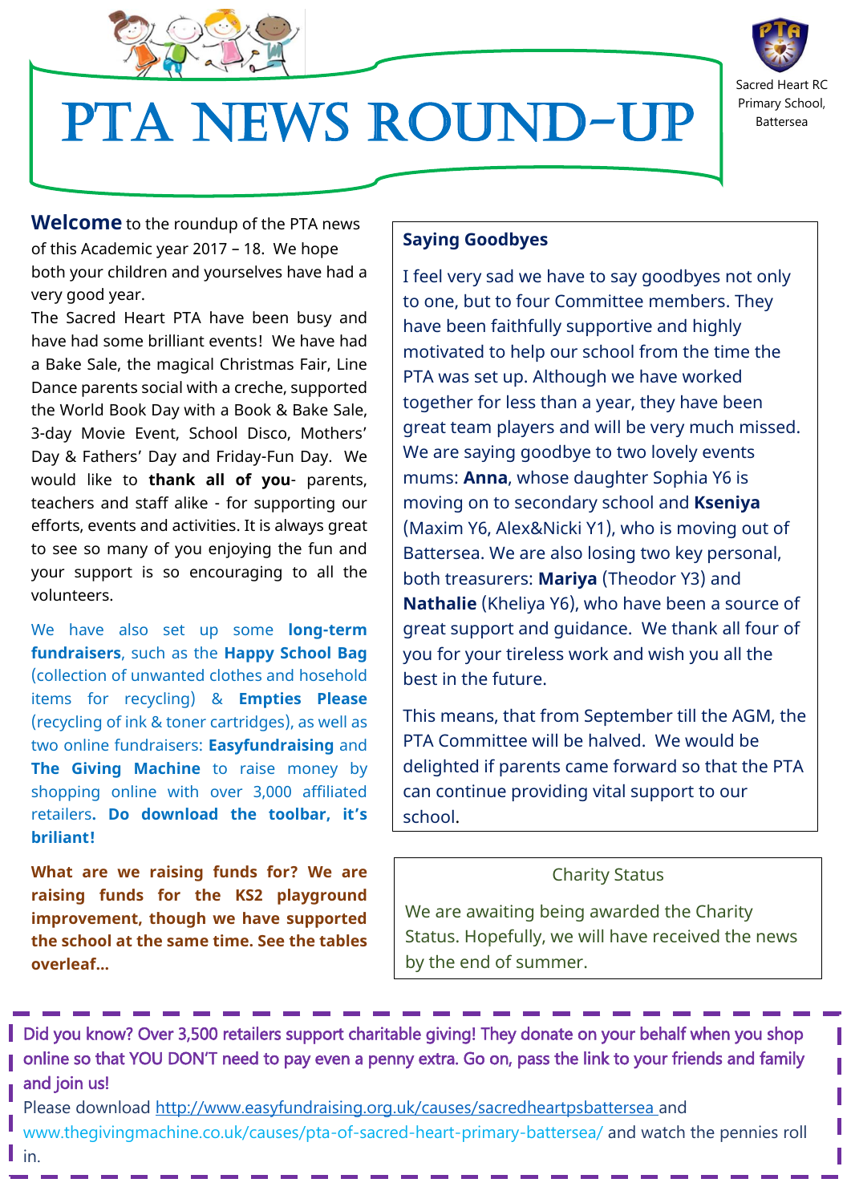# PTA NEWS ROUND-UP

Sacred Heart RC Primary School, Battersea

**Welcome** to the roundup of the PTA news of this Academic year 2017 – 18. We hope both your children and yourselves have had a very good year.

The Sacred Heart PTA have been busy and have had some brilliant events! We have had a Bake Sale, the magical Christmas Fair, Line Dance parents social with a creche, supported the World Book Day with a Book & Bake Sale, 3-day Movie Event, School Disco, Mothers' Day & Fathers' Day and Friday-Fun Day. We would like to **thank all of you**- parents, teachers and staff alike - for supporting our efforts, events and activities. It is always great to see so many of you enjoying the fun and your support is so encouraging to all the volunteers.

We have also set up some **long-term fundraisers**, such as the **Happy School Bag** (collection of unwanted clothes and hosehold items for recycling) & **Empties Please** (recycling of ink & toner cartridges), as well as two online fundraisers: **Easyfundraising** and **The Giving Machine** to raise money by shopping online with over 3,000 affiliated retailers**. Do download the toolbar, it's briliant!**

**What are we raising funds for? We are raising funds for the KS2 playground improvement, though we have supported the school at the same time. See the tables overleaf…**

**Saying Goodbyes**

I feel very sad we have to say goodbyes not only to one, but to four Committee members. They have been faithfully supportive and highly motivated to help our school from the time the PTA was set up. Although we have worked together for less than a year, they have been great team players and will be very much missed. We are saying goodbye to two lovely events mums: **Anna**, whose daughter Sophia Y6 is moving on to secondary school and **Kseniya** (Maxim Y6, Alex&Nicki Y1), who is moving out of Battersea. We are also losing two key personal, both treasurers: **Mariya** (Theodor Y3) and **Nathalie** (Kheliya Y6), who have been a source of great support and guidance. We thank all four of you for your tireless work and wish you all the best in the future.

This means, that from September till the AGM, the PTA Committee will be halved. We would be delighted if parents came forward so that the PTA can continue providing vital support to our school.

Charity Status

We are awaiting being awarded the Charity Status. Hopefully, we will have received the news by the end of summer.

Did you know? Over 3,500 retailers support charitable giving! They donate on your behalf when you shop online so that YOU DON'T need to pay even a penny extra. Go on, pass the link to your friends and family and join us!

Please download http://www.easyfundraising.org.uk/causes/sacredheartpsbattersea and www.thegivingmachine.co.uk/causes/pta-of-sacred-heart-primary-battersea/ and watch the pennies roll in.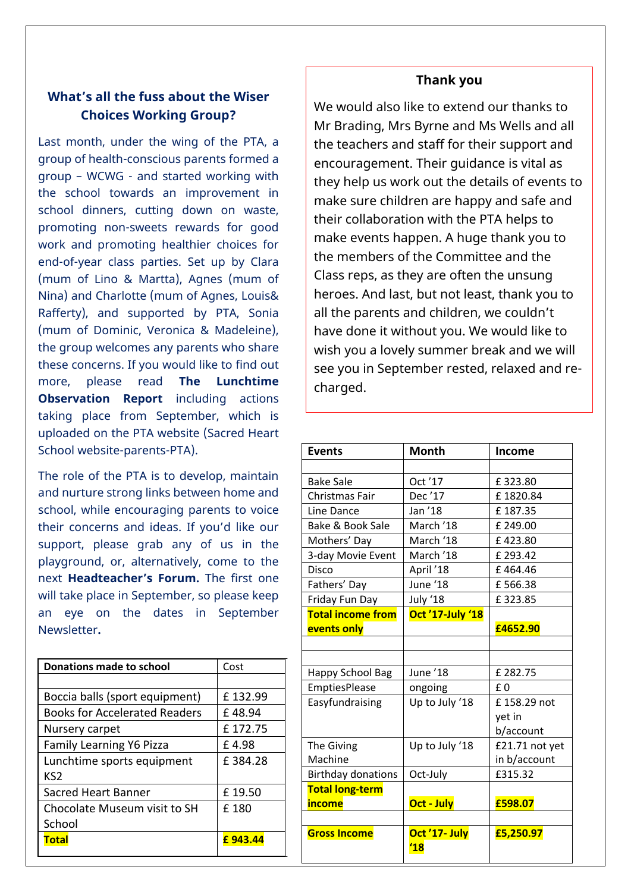## What's all the fuss about the Wiser Choices Working Group?

Last month, under the wing of the PTA, a group of health-conscious parents formed a group – WCWG - and started working with the school towards an improvement in school dinners, cutting down on waste, promoting non-sweets rewards for good work and promoting healthier choices for end-of-year class parties. Set up by Clara (mum of Lino & Martta), Agnes (mum of Nina) and Charlotte (mum of Agnes, Louis& Rafferty), and supported by PTA, Sonia (mum of Dominic, Veronica & Madeleine), the group welcomes any parents who share these concerns. If you would like to find out more, please read **The Lunchtime Observation Report** including actions taking place from September, which is uploaded on the PTA website (Sacred Heart School website-parents-PTA).

The role of the PTA is to develop, maintain and nurture strong links between home and school, while encouraging parents to voice their concerns and ideas. If you'd like our support, please grab any of us in the playground, or, alternatively, come to the next **Headteacher's Forum.** The first one will take place in September, so please keep an eye on the dates in September Newsletter**.**

| Donations made to school | Cost |
|---|---|
| | |
| Boccia balls (sport equipment) | £ 132.99 |
| Books for Accelerated Readers | £ 48.94 |
| Nursery carpet | £ 172.75 |
| Family Learning Y6 Pizza | £ 4.98 |
| Lunchtime sports equipment KS2 | £ 384.28 |
| Sacred Heart Banner | £ 19.50 |
| Chocolate Museum visit to SH School | £ 180 |
| **Total** | **£ 943.44** |

### Thank you

We would also like to extend our thanks to Mr Brading, Mrs Byrne and Ms Wells and all the teachers and staff for their support and encouragement. Their guidance is vital as they help us work out the details of events to make sure children are happy and safe and their collaboration with the PTA helps to make events happen. A huge thank you to the members of the Committee and the Class reps, as they are often the unsung heroes. And last, but not least, thank you to all the parents and children, we couldn't have done it without you. We would like to wish you a lovely summer break and we will see you in September rested, relaxed and re-charged.

| Events | Month | Income |
|---|---|---|
| | | |
| Bake Sale | Oct '17 | £ 323.80 |
| Christmas Fair | Dec '17 | £ 1820.84 |
| Line Dance | Jan '18 | £ 187.35 |
| Bake & Book Sale | March '18 | £ 249.00 |
| Mothers' Day | March '18 | £ 423.80 |
| 3-day Movie Event | March '18 | £ 293.42 |
| Disco | April '18 | £ 464.46 |
| Fathers' Day | June '18 | £ 566.38 |
| Friday Fun Day | July '18 | £ 323.85 |
| **Total income from events only** | **Oct '17-July '18** | **£4652.90** |
| | | |
| | | |
| Happy School Bag | June '18 | £ 282.75 |
| EmptiesPlease | ongoing | £ 0 |
| Easyfundraising | Up to July '18 | £ 158.29 not yet in b/account |
| The Giving Machine | Up to July '18 | £21.71 not yet in b/account |
| Birthday donations | Oct-July | £315.32 |
| **Total long-term income** | **Oct - July** | **£598.07** |
| | | |
| **Gross Income** | **Oct '17- July '18** | **£5,250.97** |